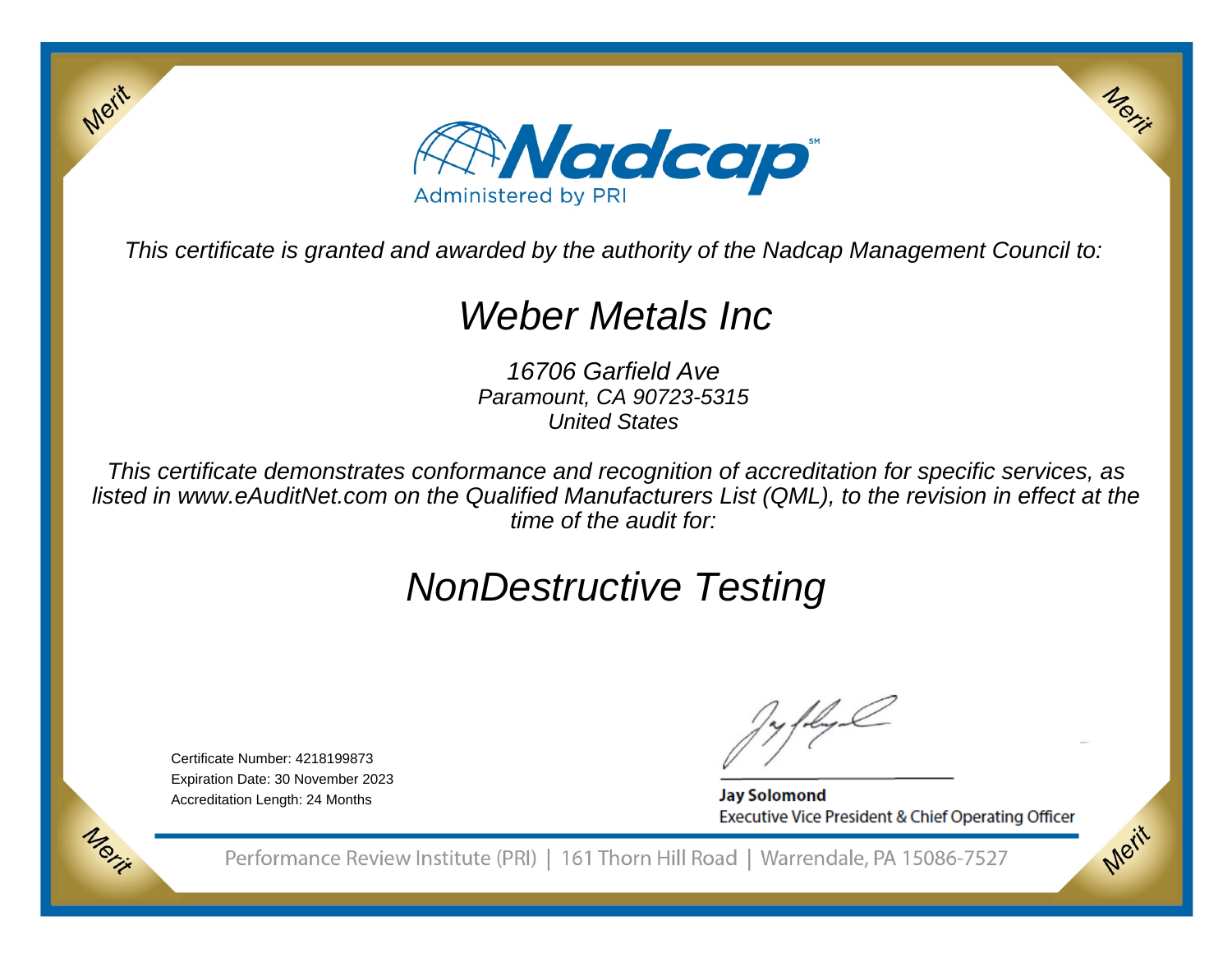Nadcap

Administered by PRI

*This certificate is granted and awarded by the authority of the Nadcap Management Council to:*

# Weber Metals Inc

*16706 Garfield Ave*
*Paramount, CA 90723-5315*
*United States*

*This certificate demonstrates conformance and recognition of accreditation for specific services, as listed in www.eAuditNet.com on the Qualified Manufacturers List (QML), to the revision in effect at the time of the audit for:*

# NonDestructive Testing

Certificate Number: 4218199873
Expiration Date: 30 November 2023
Accreditation Length: 24 Months

**Jay Solomond**
Executive Vice President & Chief Operating Officer

Performance Review Institute (PRI) | 161 Thorn Hill Road | Warrendale, PA 15086-7527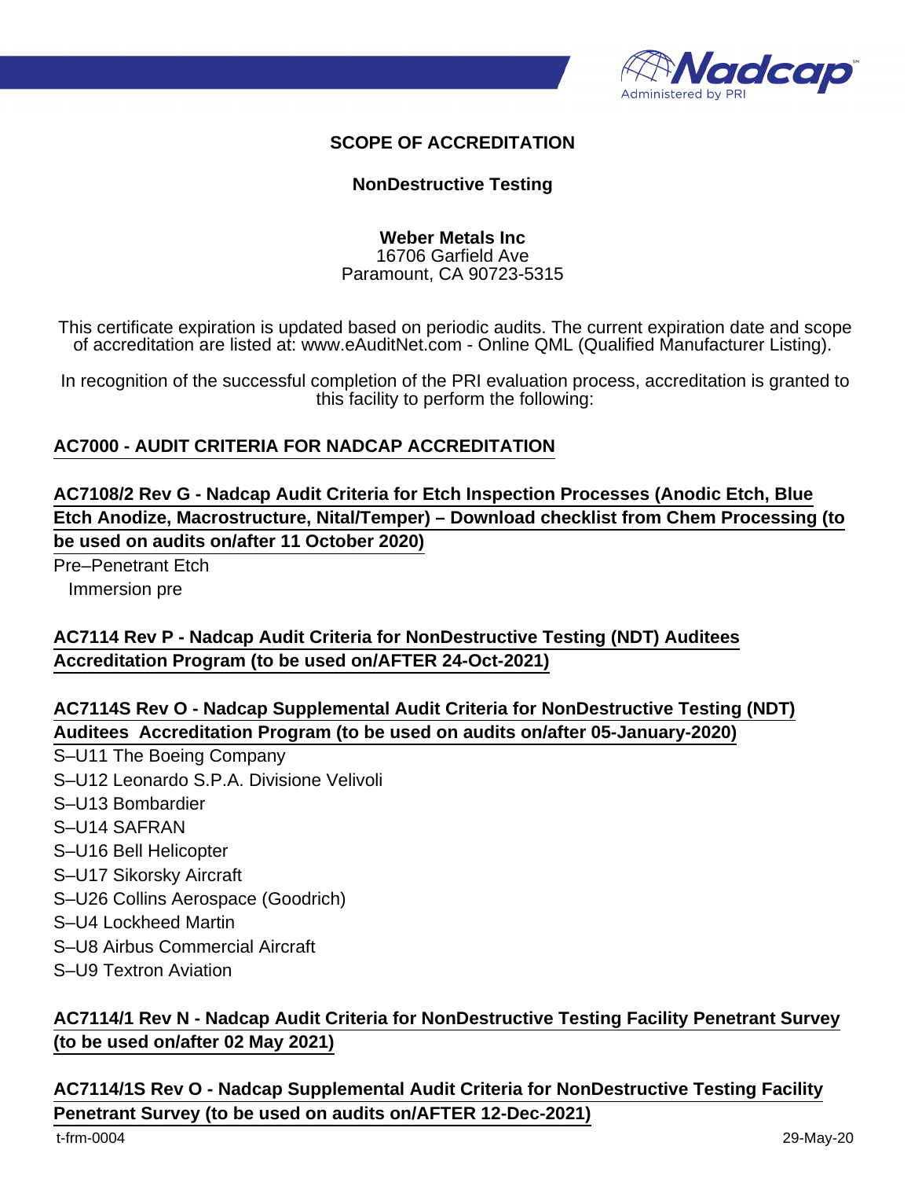## SCOPE OF ACCREDITATION

### NonDestructive Testing

**Weber Metals Inc**
16706 Garfield Ave
Paramount, CA 90723-5315

This certificate expiration is updated based on periodic audits. The current expiration date and scope of accreditation are listed at: www.eAuditNet.com - Online QML (Qualified Manufacturer Listing).

In recognition of the successful completion of the PRI evaluation process, accreditation is granted to this facility to perform the following:

**AC7000 - AUDIT CRITERIA FOR NADCAP ACCREDITATION**

**AC7108/2 Rev G - Nadcap Audit Criteria for Etch Inspection Processes (Anodic Etch, Blue Etch Anodize, Macrostructure, Nital/Temper) – Download checklist from Chem Processing (to be used on audits on/after 11 October 2020)**

Pre–Penetrant Etch
- Immersion pre

**AC7114 Rev P - Nadcap Audit Criteria for NonDestructive Testing (NDT) Auditees Accreditation Program (to be used on/AFTER 24-Oct-2021)**

**AC7114S Rev O - Nadcap Supplemental Audit Criteria for NonDestructive Testing (NDT) Auditees Accreditation Program (to be used on audits on/after 05-January-2020)**

S–U11 The Boeing Company
S–U12 Leonardo S.P.A. Divisione Velivoli
S–U13 Bombardier
S–U14 SAFRAN
S–U16 Bell Helicopter
S–U17 Sikorsky Aircraft
S–U26 Collins Aerospace (Goodrich)
S–U4 Lockheed Martin
S–U8 Airbus Commercial Aircraft
S–U9 Textron Aviation

**AC7114/1 Rev N - Nadcap Audit Criteria for NonDestructive Testing Facility Penetrant Survey (to be used on/after 02 May 2021)**

**AC7114/1S Rev O - Nadcap Supplemental Audit Criteria for NonDestructive Testing Facility Penetrant Survey (to be used on audits on/AFTER 12-Dec-2021)**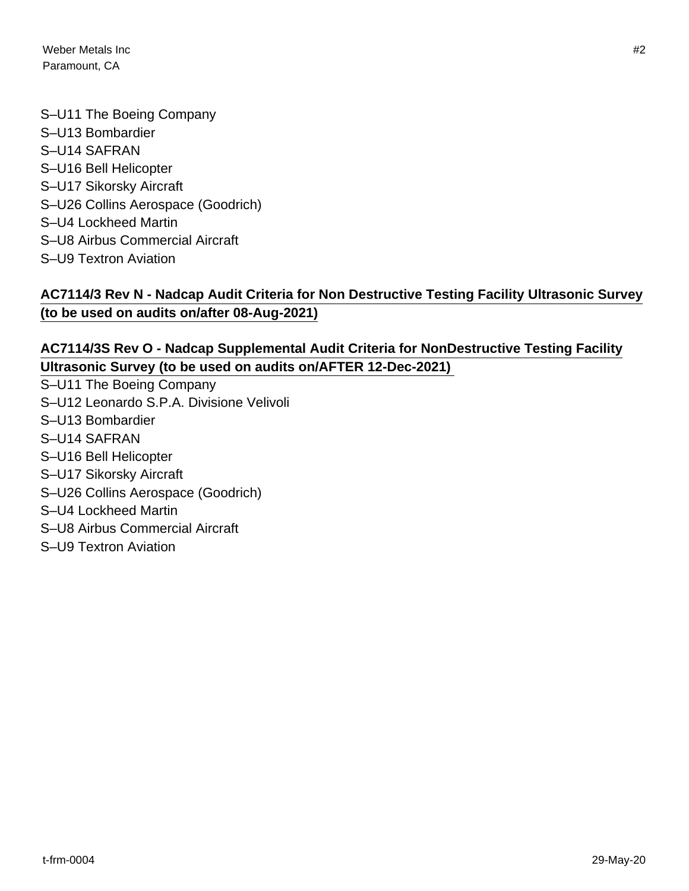S–U11 The Boeing Company
S–U13 Bombardier
S–U14 SAFRAN
S–U16 Bell Helicopter
S–U17 Sikorsky Aircraft
S–U26 Collins Aerospace (Goodrich)
S–U4 Lockheed Martin
S–U8 Airbus Commercial Aircraft
S–U9 Textron Aviation

**AC7114/3 Rev N - Nadcap Audit Criteria for Non Destructive Testing Facility Ultrasonic Survey (to be used on audits on/after 08-Aug-2021)**

**AC7114/3S Rev O - Nadcap Supplemental Audit Criteria for NonDestructive Testing Facility Ultrasonic Survey (to be used on audits on/AFTER 12-Dec-2021)**

S–U11 The Boeing Company
S–U12 Leonardo S.P.A. Divisione Velivoli
S–U13 Bombardier
S–U14 SAFRAN
S–U16 Bell Helicopter
S–U17 Sikorsky Aircraft
S–U26 Collins Aerospace (Goodrich)
S–U4 Lockheed Martin
S–U8 Airbus Commercial Aircraft
S–U9 Textron Aviation